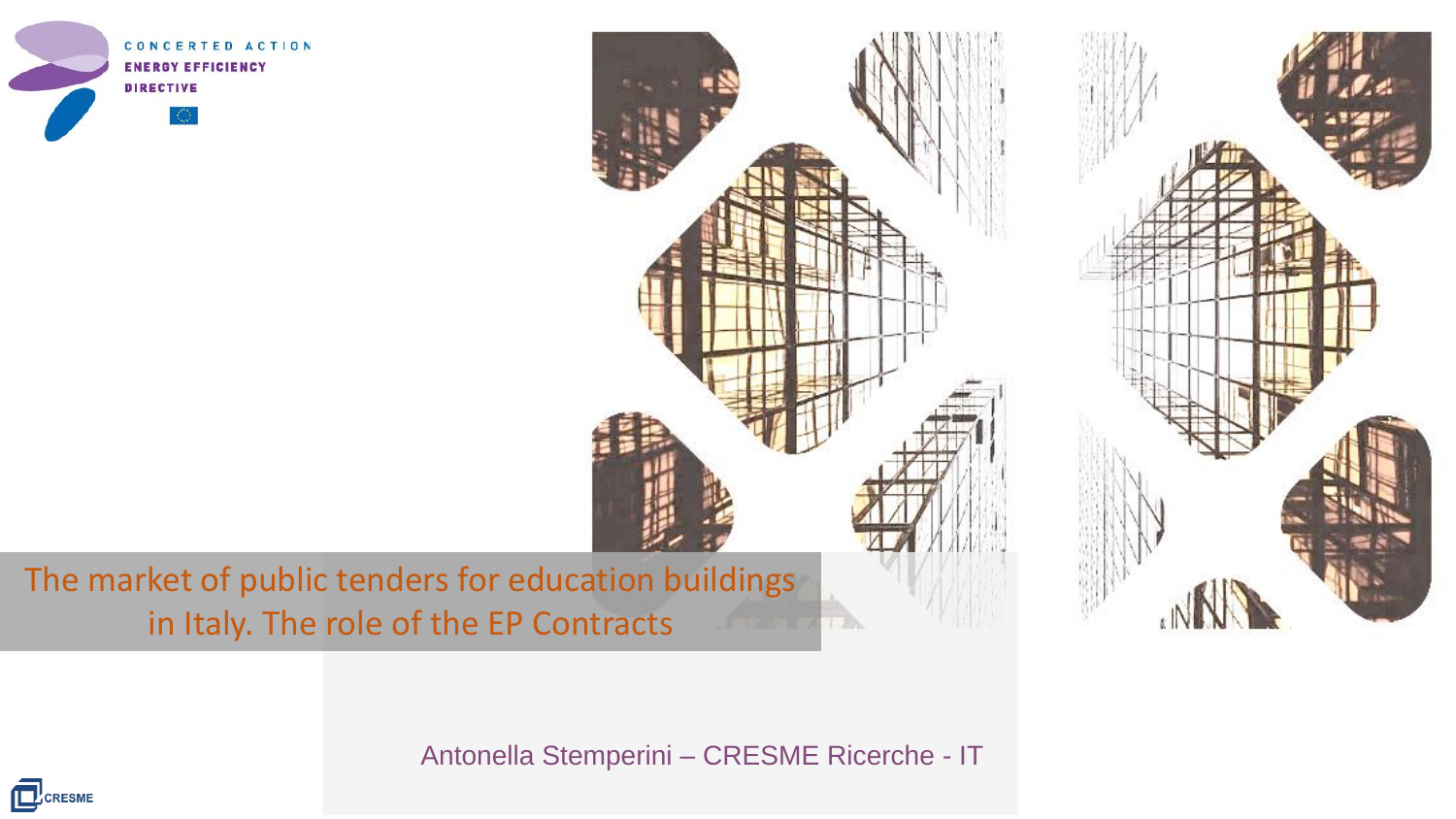CONCERTED ACTION
ENERGY EFFICIENCY
DIRECTIVE

# The market of public tenders for education buildings in Italy. The role of the EP Contracts

Antonella Stemperini – CRESME Ricerche - IT

CRESME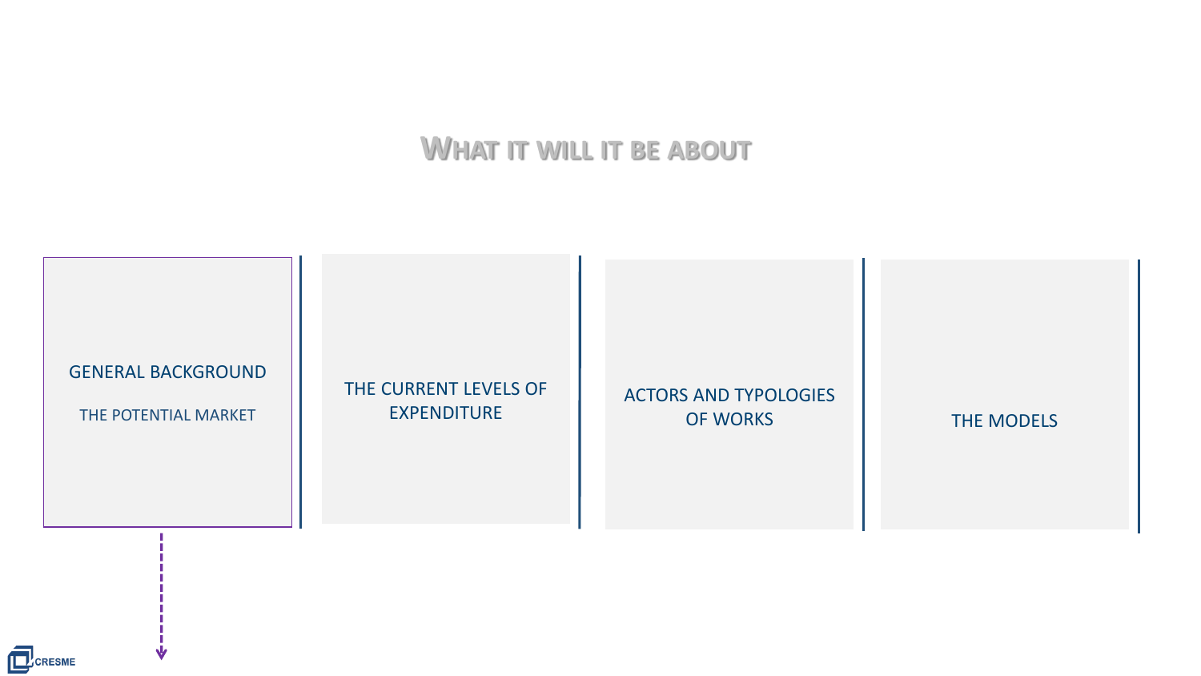# WHAT IT WILL IT BE ABOUT

- GENERAL BACKGROUND
  - THE POTENTIAL MARKET
- THE CURRENT LEVELS OF EXPENDITURE
- ACTORS AND TYPOLOGIES OF WORKS
- THE MODELS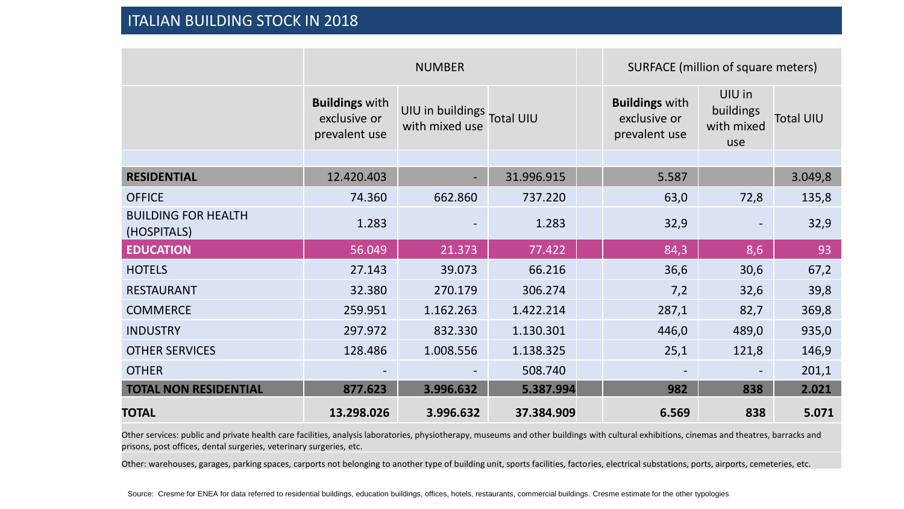# ITALIAN BUILDING STOCK IN 2018

| | NUMBER | | | | SURFACE (million of square meters) | | |
|---|---|---|---|---|---|---|---|
| | **Buildings** with exclusive or prevalent use | UIU in buildings with mixed use | Total UIU | | **Buildings** with exclusive or prevalent use | UIU in buildings with mixed use | Total UIU |
| **RESIDENTIAL** | 12.420.403 | - | 31.996.915 | | 5.587 | | 3.049,8 |
| OFFICE | 74.360 | 662.860 | 737.220 | | 63,0 | 72,8 | 135,8 |
| BUILDING FOR HEALTH (HOSPITALS) | 1.283 | - | 1.283 | | 32,9 | - | 32,9 |
| **EDUCATION** | 56.049 | 21.373 | 77.422 | | 84,3 | 8,6 | 93 |
| HOTELS | 27.143 | 39.073 | 66.216 | | 36,6 | 30,6 | 67,2 |
| RESTAURANT | 32.380 | 270.179 | 306.274 | | 7,2 | 32,6 | 39,8 |
| COMMERCE | 259.951 | 1.162.263 | 1.422.214 | | 287,1 | 82,7 | 369,8 |
| INDUSTRY | 297.972 | 832.330 | 1.130.301 | | 446,0 | 489,0 | 935,0 |
| OTHER SERVICES | 128.486 | 1.008.556 | 1.138.325 | | 25,1 | 121,8 | 146,9 |
| OTHER | - | - | 508.740 | | - | - | 201,1 |
| **TOTAL NON RESIDENTIAL** | **877.623** | **3.996.632** | **5.387.994** | | **982** | **838** | **2.021** |
| **TOTAL** | **13.298.026** | **3.996.632** | **37.384.909** | | **6.569** | **838** | **5.071** |

Other services: public and private health care facilities, analysis laboratories, physiotherapy, museums and other buildings with cultural exhibitions, cinemas and theatres, barracks and prisons, post offices, dental surgeries, veterinary surgeries, etc.

Other: warehouses, garages, parking spaces, carports not belonging to another type of building unit, sports facilities, factories, electrical substations, ports, airports, cemeteries, etc.

Source: Cresme for ENEA for data referred to residential buildings, education buildings, offices, hotels, restaurants, commercial buildings. Cresme estimate for the other typologies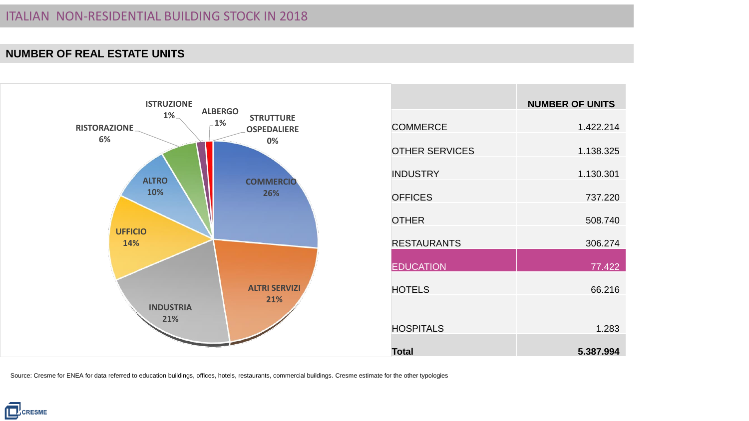# ITALIAN NON-RESIDENTIAL BUILDING STOCK IN 2018

## NUMBER OF REAL ESTATE UNITS

ISTRUZIONE 1%
ALBERGO 1%
STRUTTURE OSPEDALIERE 0%
RISTORAZIONE 6%
ALTRO 10%
COMMERCIO 26%
UFFICIO 14%
ALTRI SERVIZI 21%
INDUSTRIA 21%

| | NUMBER OF UNITS |
|---|---|
| COMMERCE | 1.422.214 |
| OTHER SERVICES | 1.138.325 |
| INDUSTRY | 1.130.301 |
| OFFICES | 737.220 |
| OTHER | 508.740 |
| RESTAURANTS | 306.274 |
| EDUCATION | 77.422 |
| HOTELS | 66.216 |
| HOSPITALS | 1.283 |
| **Total** | **5.387.994** |

Source: Cresme for ENEA for data referred to education buildings, offices, hotels, restaurants, commercial buildings. Cresme estimate for the other typologies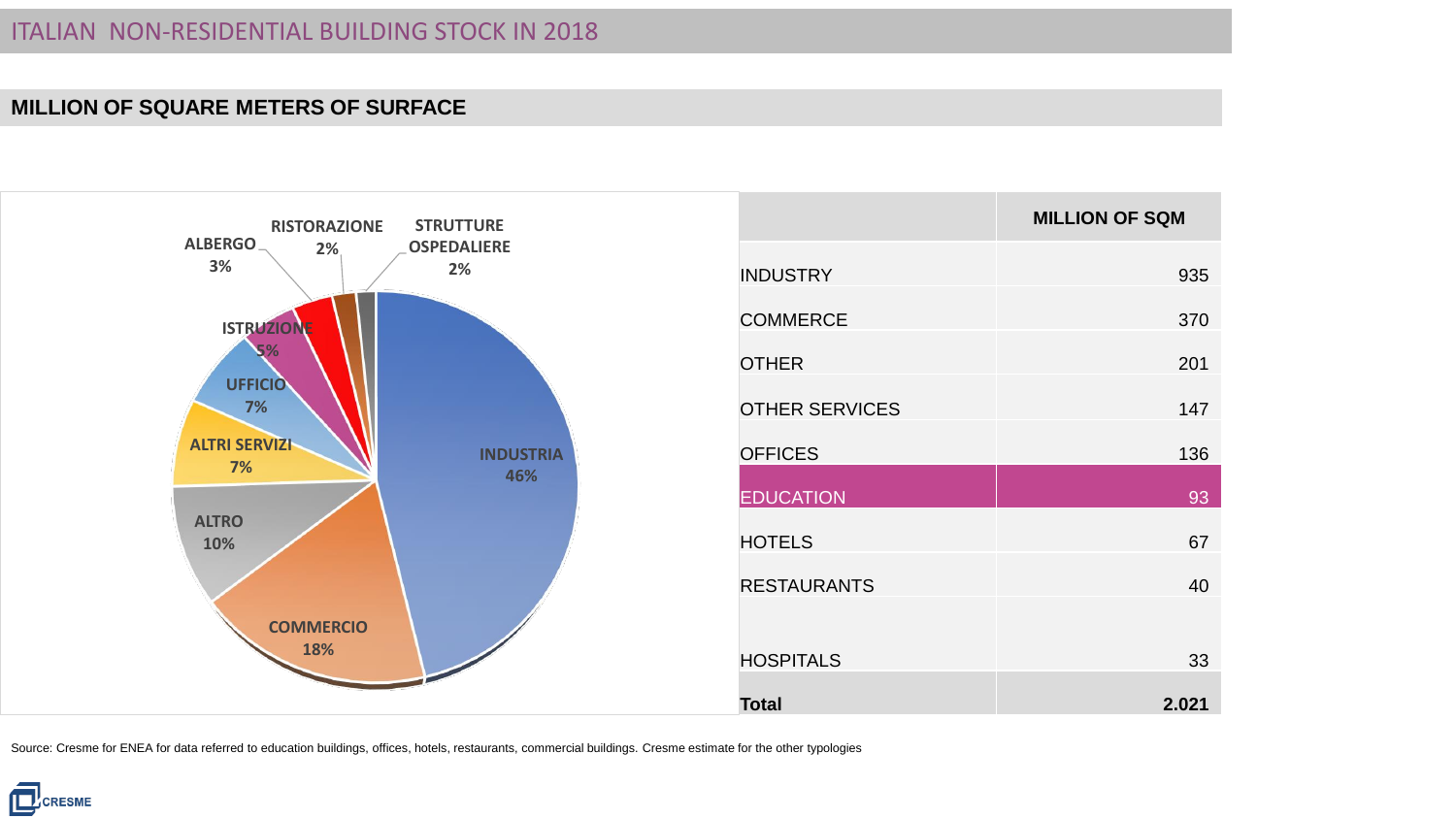# ITALIAN NON-RESIDENTIAL BUILDING STOCK IN 2018

## MILLION OF SQUARE METERS OF SURFACE

INDUSTRIA 46%
COMMERCIO 18%
ALTRO 10%
ALTRI SERVIZI 7%
UFFICIO 7%
ISTRUZIONE 5%
ALBERGO 3%
RISTORAZIONE 2%
STRUTTURE OSPEDALIERE 2%

| | MILLION OF SQM |
|---|---:|
| INDUSTRY | 935 |
| COMMERCE | 370 |
| OTHER | 201 |
| OTHER SERVICES | 147 |
| OFFICES | 136 |
| EDUCATION | 93 |
| HOTELS | 67 |
| RESTAURANTS | 40 |
| HOSPITALS | 33 |
| **Total** | **2.021** |

Source: Cresme for ENEA for data referred to education buildings, offices, hotels, restaurants, commercial buildings. Cresme estimate for the other typologies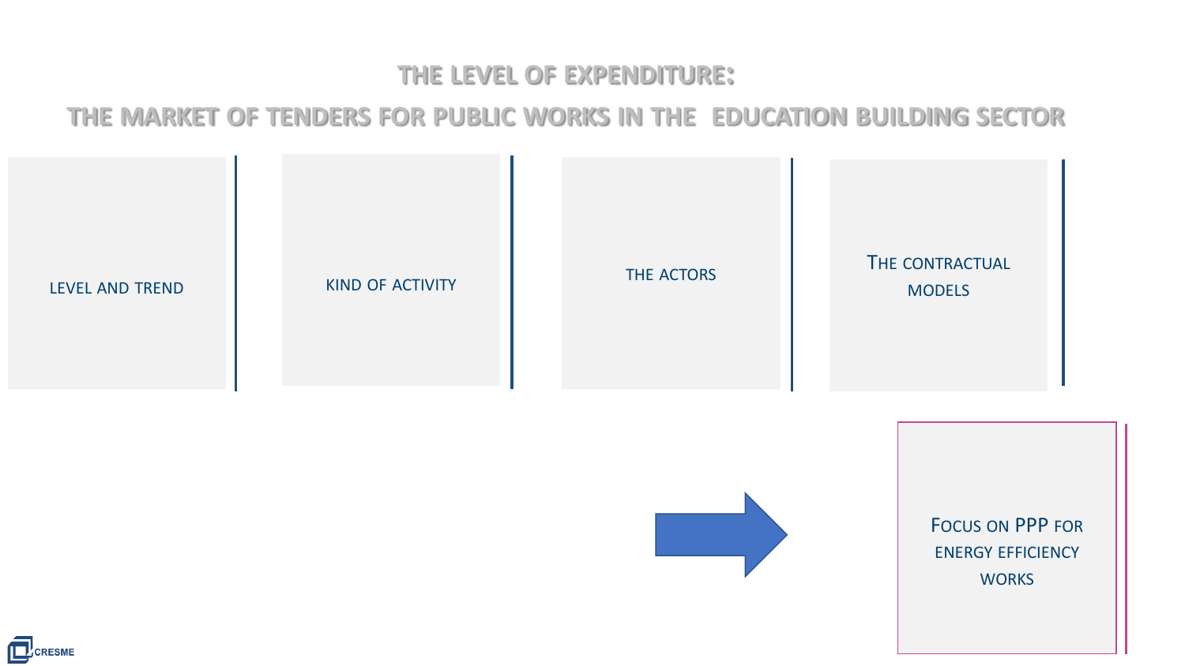# THE LEVEL OF EXPENDITURE:

## THE MARKET OF TENDERS FOR PUBLIC WORKS IN THE EDUCATION BUILDING SECTOR

LEVEL AND TREND

KIND OF ACTIVITY

THE ACTORS

THE CONTRACTUAL MODELS

FOCUS ON PPP FOR ENERGY EFFICIENCY WORKS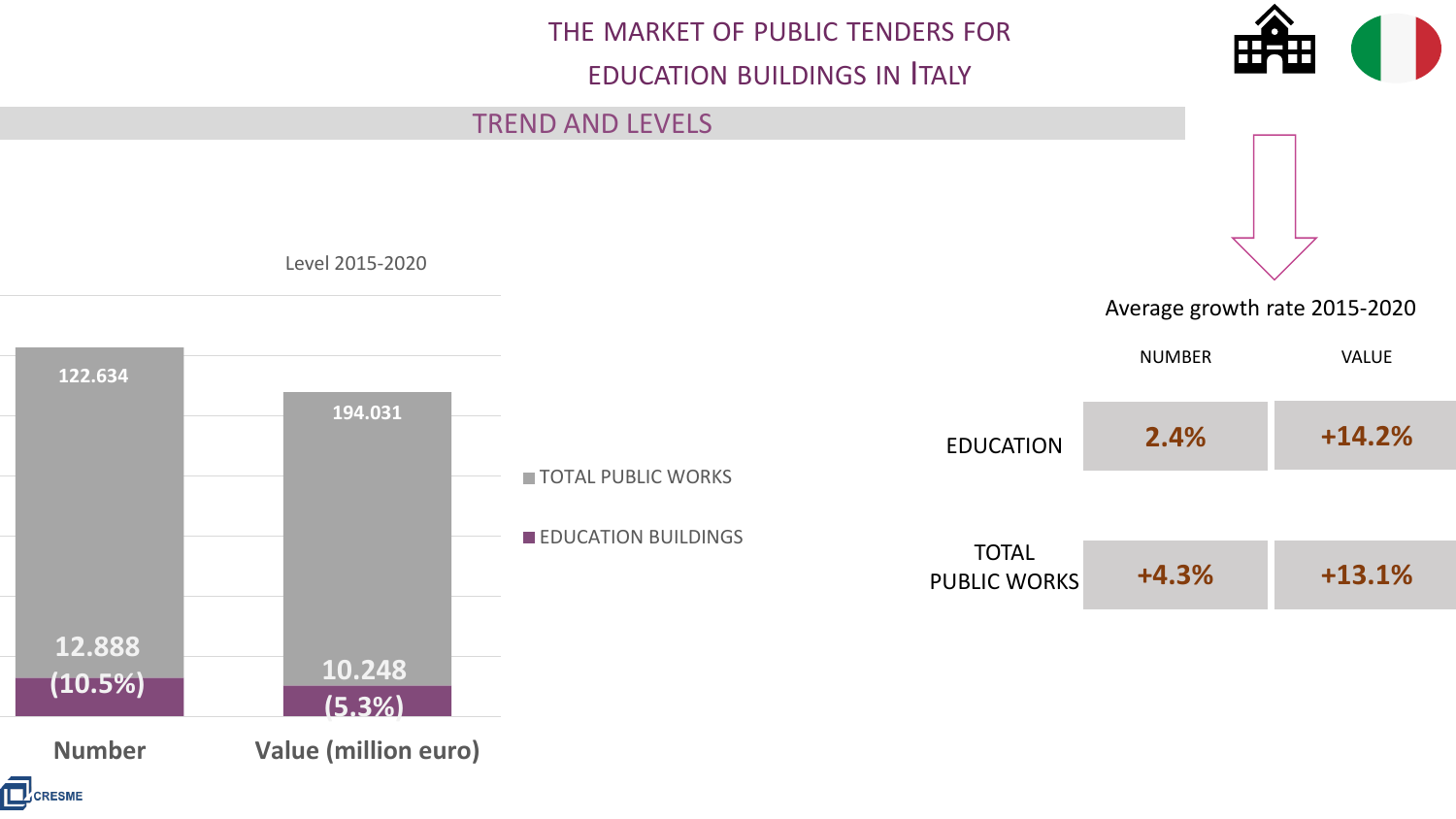# THE MARKET OF PUBLIC TENDERS FOR EDUCATION BUILDINGS IN ITALY

## TREND AND LEVELS

Level 2015-2020

| | Number | Value (million euro) |
|---|---|---|
| TOTAL PUBLIC WORKS | 122.634 | 194.031 |
| EDUCATION BUILDINGS | 12.888 (10.5%) | 10.248 (5.3%) |

Average growth rate 2015-2020

| | NUMBER | VALUE |
|---|---|---|
| EDUCATION | 2.4% | +14.2% |
| TOTAL PUBLIC WORKS | +4.3% | +13.1% |

CRESME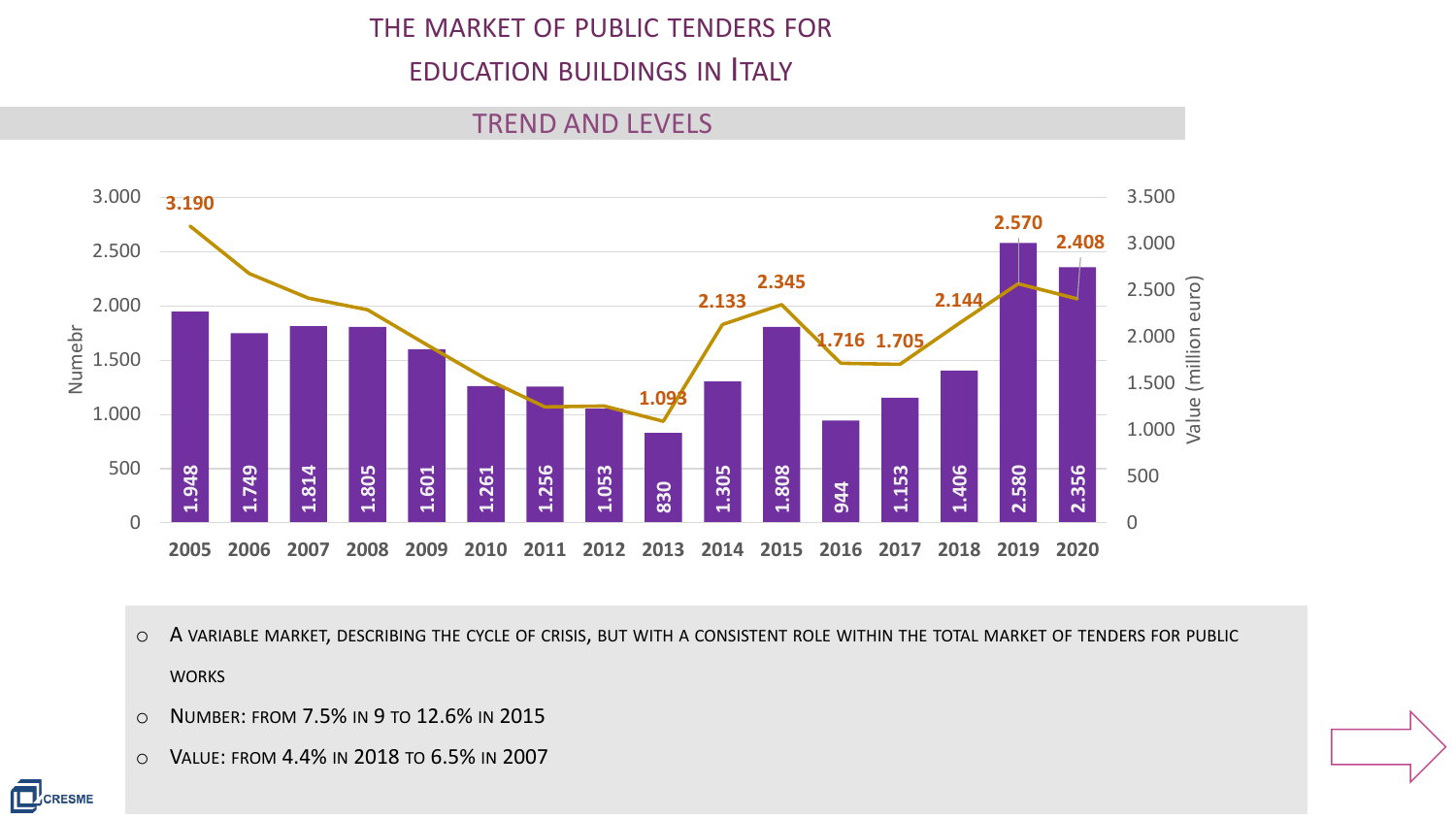# THE MARKET OF PUBLIC TENDERS FOR EDUCATION BUILDINGS IN ITALY

## TREND AND LEVELS

| Year | Number | Value (million euro) |
|---|---|---|
| 2005 | 1.948 | 3.190 |
| 2006 | 1.749 | |
| 2007 | 1.814 | |
| 2008 | 1.805 | |
| 2009 | 1.601 | |
| 2010 | 1.261 | |
| 2011 | 1.256 | |
| 2012 | 1.053 | |
| 2013 | 830 | 1.093 |
| 2014 | 1.305 | 2.133 |
| 2015 | 1.808 | 2.345 |
| 2016 | 944 | 1.716 |
| 2017 | 1.153 | 1.705 |
| 2018 | 1.406 | 2.144 |
| 2019 | 2.580 | 2.570 |
| 2020 | 2.356 | 2.408 |

- A VARIABLE MARKET, DESCRIBING THE CYCLE OF CRISIS, BUT WITH A CONSISTENT ROLE WITHIN THE TOTAL MARKET OF TENDERS FOR PUBLIC WORKS
- NUMBER: FROM 7.5% IN 9 TO 12.6% IN 2015
- VALUE: FROM 4.4% IN 2018 TO 6.5% IN 2007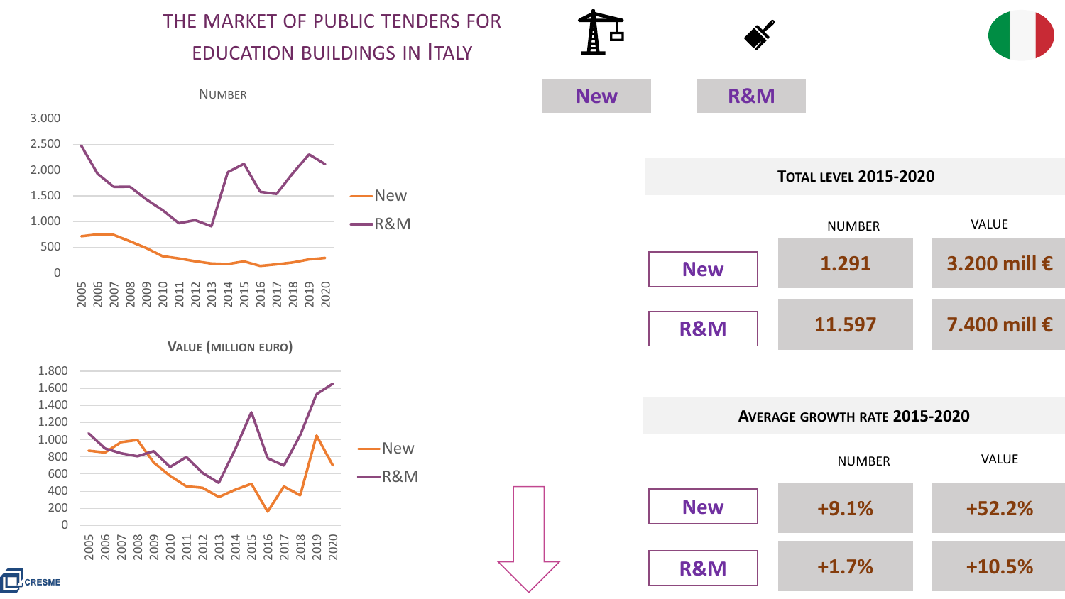# THE MARKET OF PUBLIC TENDERS FOR EDUCATION BUILDINGS IN ITALY

**New** | **R&M**

### NUMBER

### VALUE (MILLION EURO)

| TOTAL LEVEL 2015-2020 | NUMBER | VALUE |
|---|---|---|
| New | 1.291 | 3.200 mill € |
| R&M | 11.597 | 7.400 mill € |

| AVERAGE GROWTH RATE 2015-2020 | NUMBER | VALUE |
|---|---|---|
| New | +9.1% | +52.2% |
| R&M | +1.7% | +10.5% |

CRESME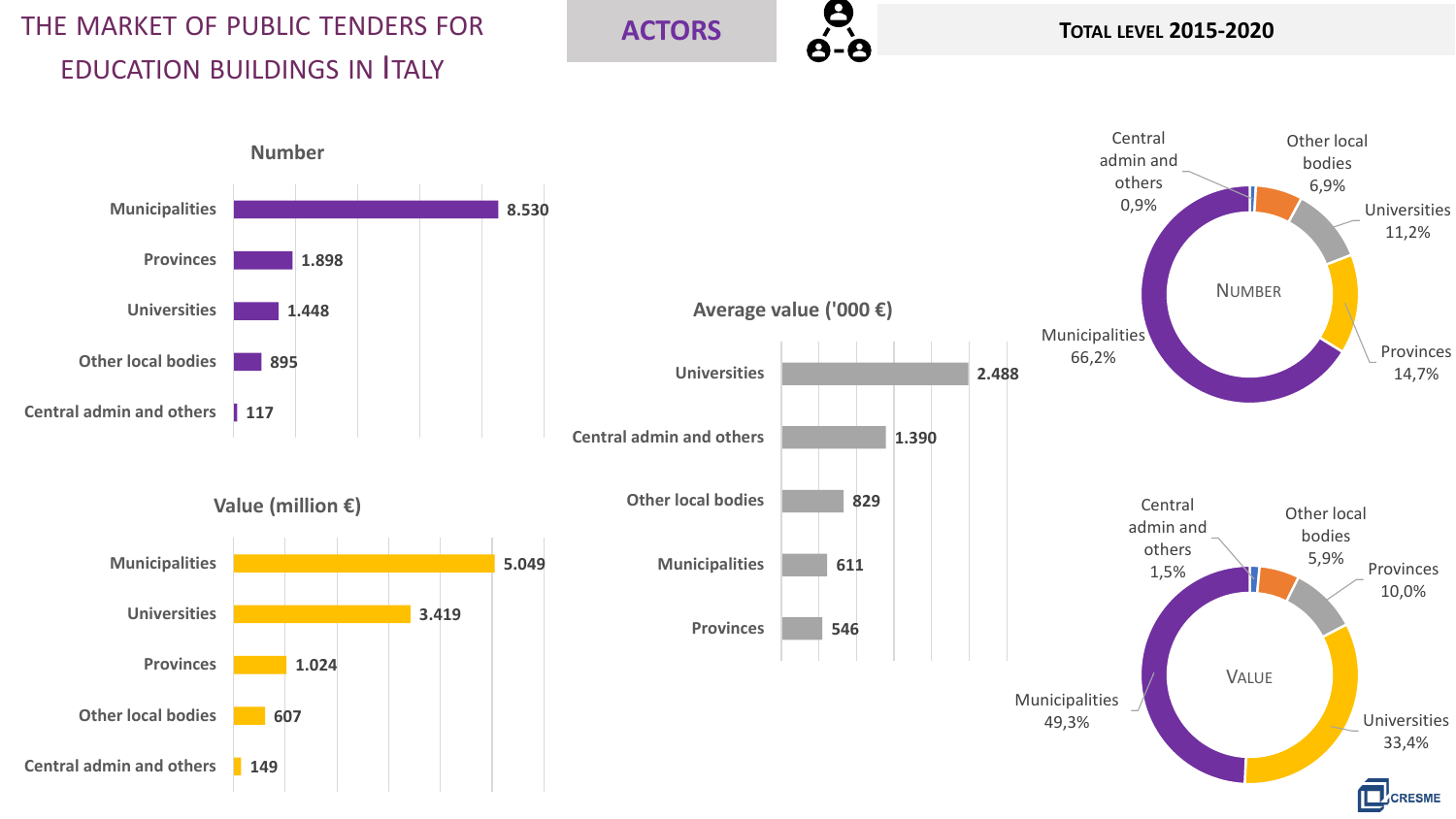# The market of public tenders for education buildings in Italy

## Actors

**Total level 2015-2020**

### Number

| Actor | Number |
|---|---|
| Municipalities | 8.530 |
| Provinces | 1.898 |
| Universities | 1.448 |
| Other local bodies | 895 |
| Central admin and others | 117 |

### Value (million €)

| Actor | Value |
|---|---|
| Municipalities | 5.049 |
| Universities | 3.419 |
| Provinces | 1.024 |
| Other local bodies | 607 |
| Central admin and others | 149 |

### Average value ('000 €)

| Actor | Average value |
|---|---|
| Universities | 2.488 |
| Central admin and others | 1.390 |
| Other local bodies | 829 |
| Municipalities | 611 |
| Provinces | 546 |

### Number (%)

| Actor | Share |
|---|---|
| Municipalities | 66,2% |
| Provinces | 14,7% |
| Universities | 11,2% |
| Other local bodies | 6,9% |
| Central admin and others | 0,9% |

### Value (%)

| Actor | Share |
|---|---|
| Municipalities | 49,3% |
| Universities | 33,4% |
| Provinces | 10,0% |
| Other local bodies | 5,9% |
| Central admin and others | 1,5% |

CRESME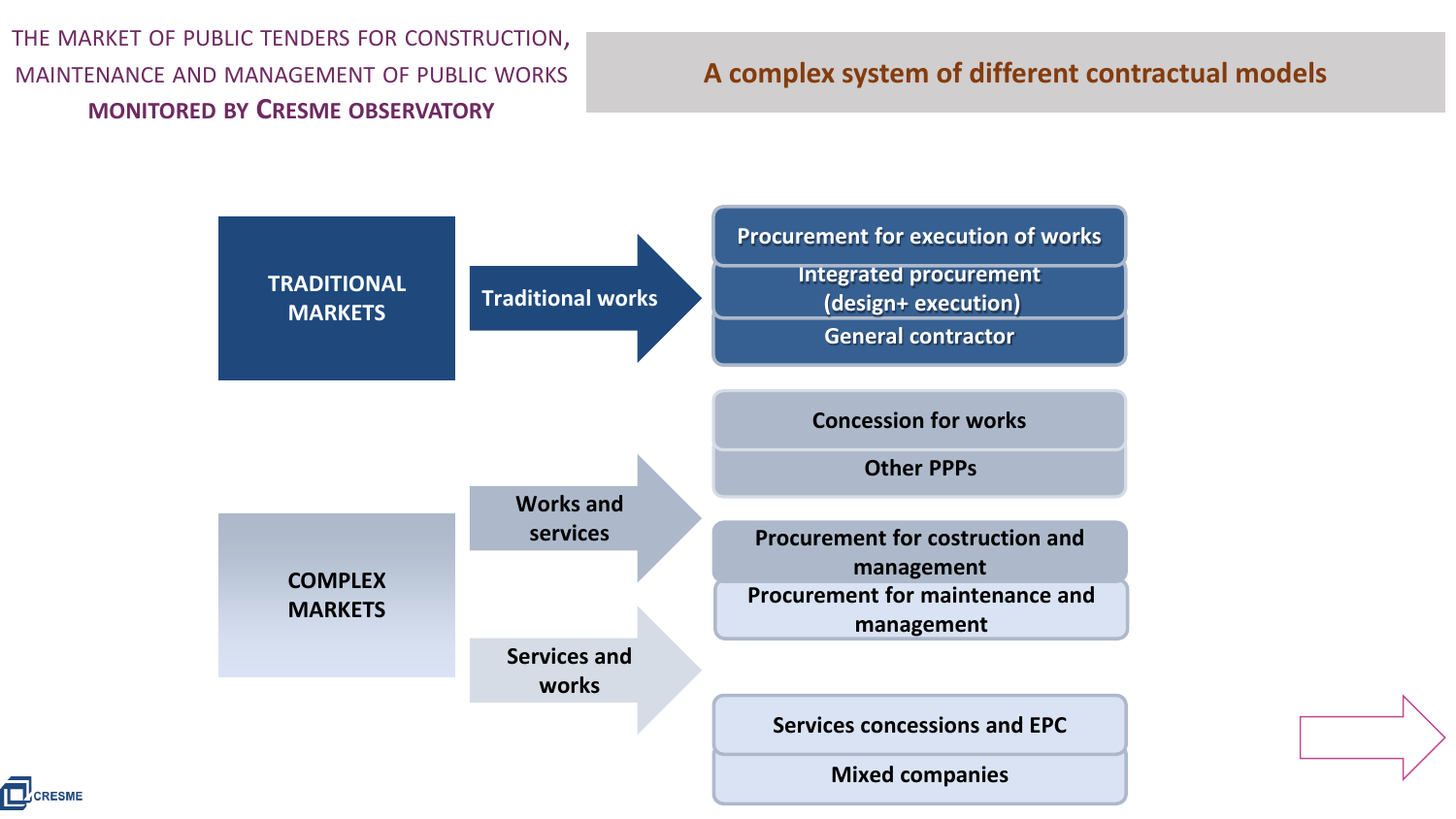THE MARKET OF PUBLIC TENDERS FOR CONSTRUCTION, MAINTENANCE AND MANAGEMENT OF PUBLIC WORKS **MONITORED BY CRESME OBSERVATORY**

## A complex system of different contractual models

**TRADITIONAL MARKETS**

- **Traditional works**
  - Procurement for execution of works
  - Integrated procurement (design+ execution)
  - General contractor

**COMPLEX MARKETS**

- **Works and services**
  - Concession for works
  - Other PPPs
  - Procurement for costruction and management
  - Procurement for maintenance and management
- **Services and works**
  - Services concessions and EPC
  - Mixed companies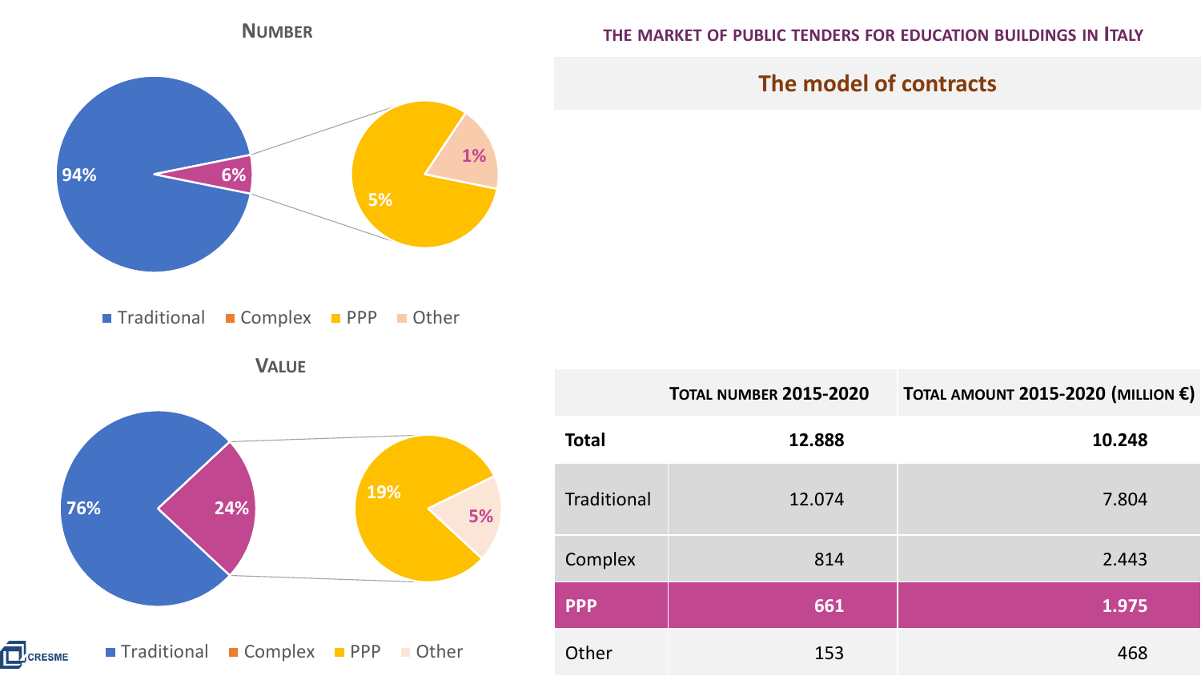## THE MARKET OF PUBLIC TENDERS FOR EDUCATION BUILDINGS IN ITALY

### The model of contracts

**NUMBER**

94%
6%
5%
1%

Traditional | Complex | PPP | Other

**VALUE**

76%
24%
19%
5%

Traditional | Complex | PPP | Other

| | Total number 2015-2020 | Total amount 2015-2020 (million €) |
|---|---|---|
| **Total** | **12.888** | **10.248** |
| Traditional | 12.074 | 7.804 |
| Complex | 814 | 2.443 |
| **PPP** | **661** | **1.975** |
| Other | 153 | 468 |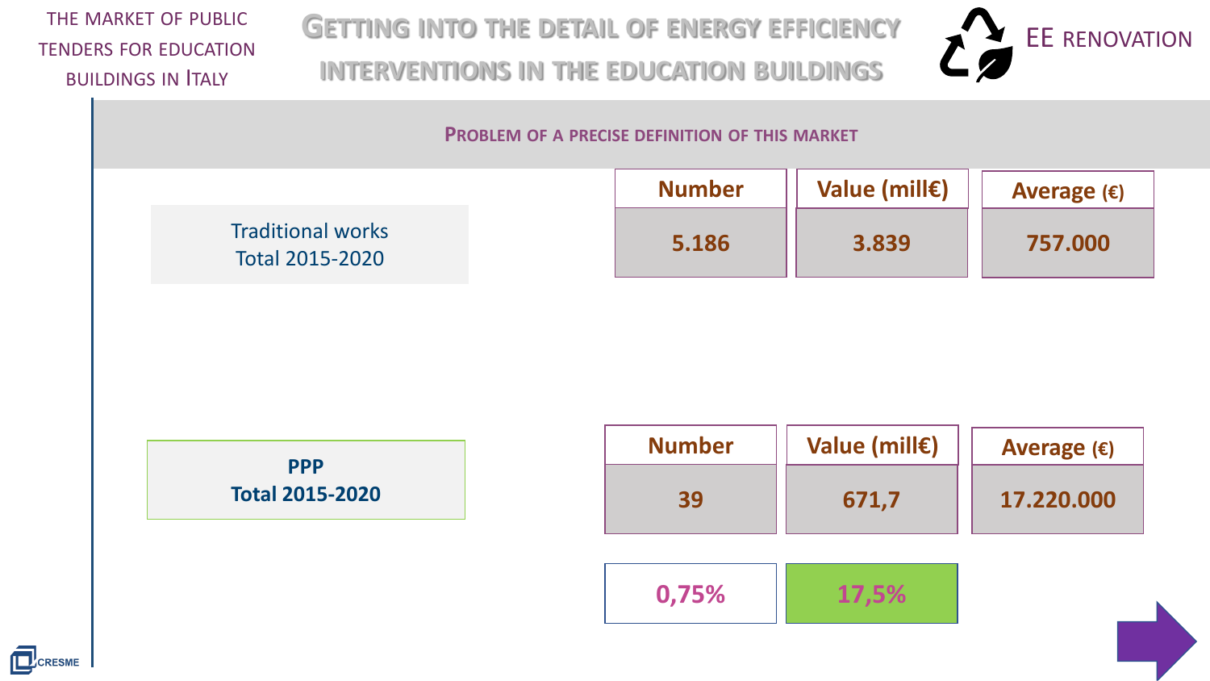# Getting into the detail of energy efficiency interventions in the education buildings

THE MARKET OF PUBLIC TENDERS FOR EDUCATION BUILDINGS IN ITALY

EE RENOVATION

## Problem of a precise definition of this market

| | Number | Value (mill€) | Average (€) |
|---|---|---|---|
| Traditional works Total 2015-2020 | 5.186 | 3.839 | 757.000 |
| **PPP Total 2015-2020** | 39 | 671,7 | 17.220.000 |
| | 0,75% | 17,5% | |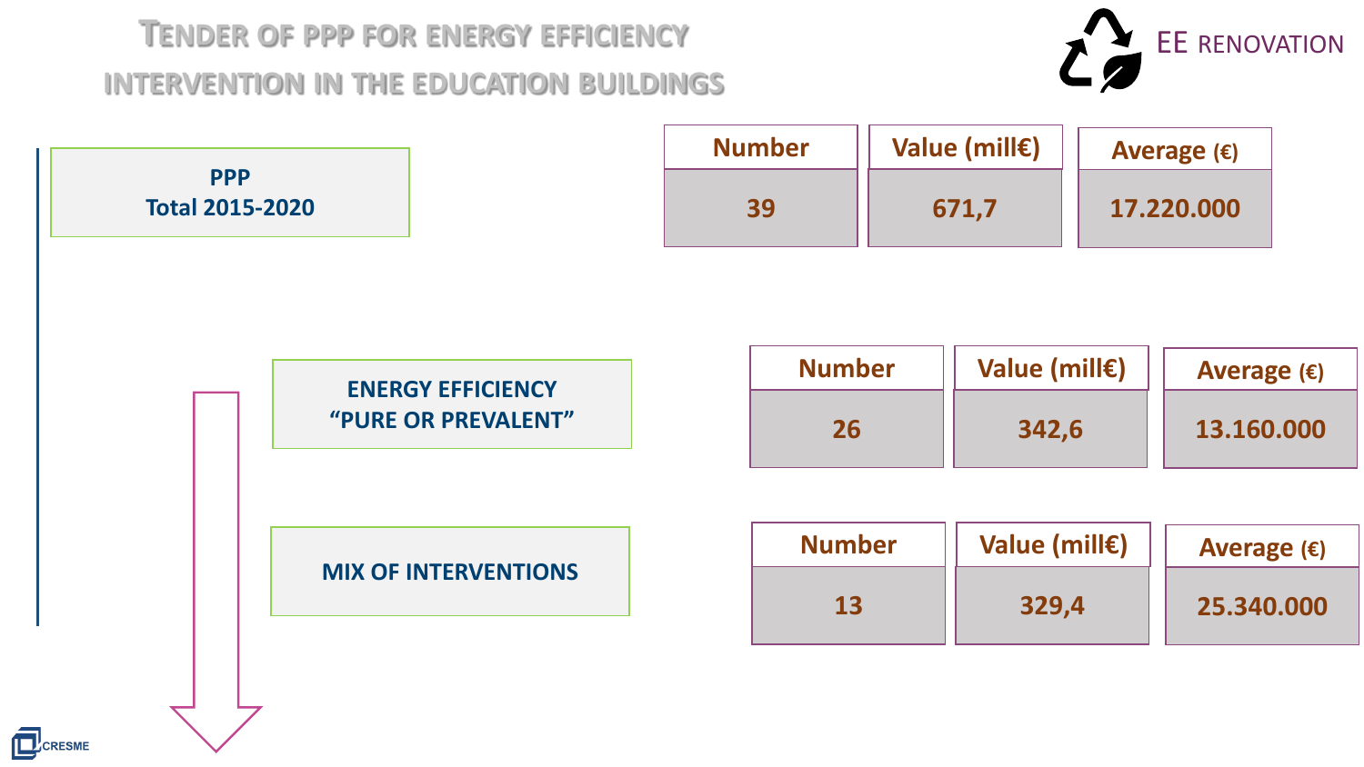# Tender of PPP for Energy Efficiency Intervention in the Education Buildings

EE RENOVATION

| | Number | Value (mill€) | Average (€) |
|---|---|---|---|
| PPP Total 2015-2020 | 39 | 671,7 | 17.220.000 |
| ENERGY EFFICIENCY "PURE OR PREVALENT" | 26 | 342,6 | 13.160.000 |
| MIX OF INTERVENTIONS | 13 | 329,4 | 25.340.000 |

CRESME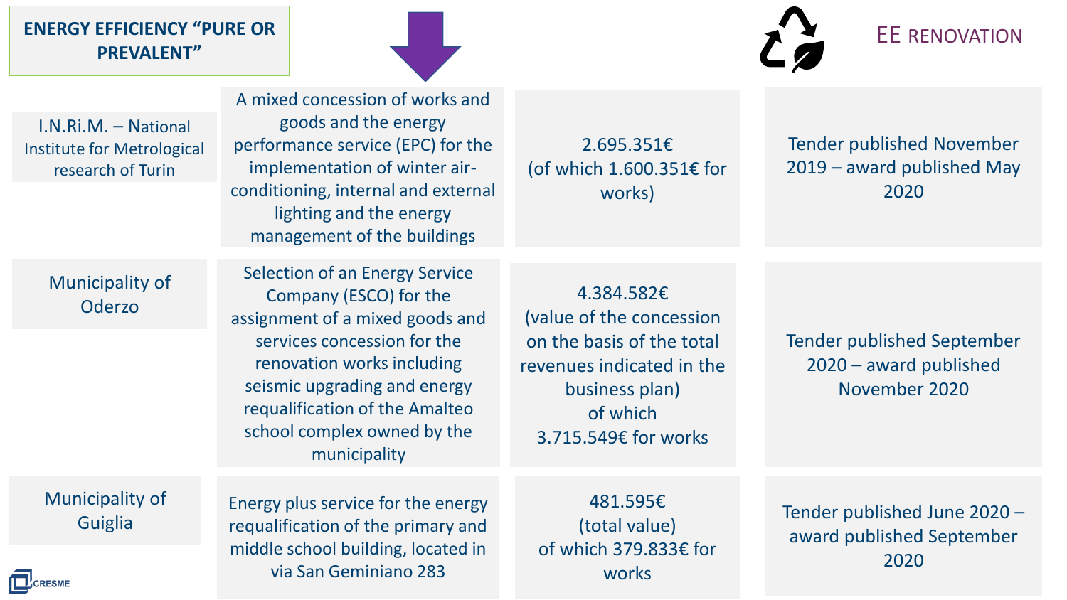**ENERGY EFFICIENCY "PURE OR PREVALENT"**

EE RENOVATION

| | | | |
|---|---|---|---|
| I.N.Ri.M. – National Institute for Metrological research of Turin | A mixed concession of works and goods and the energy performance service (EPC) for the implementation of winter air-conditioning, internal and external lighting and the energy management of the buildings | 2.695.351€ (of which 1.600.351€ for works) | Tender published November 2019 – award published May 2020 |
| Municipality of Oderzo | Selection of an Energy Service Company (ESCO) for the assignment of a mixed goods and services concession for the renovation works including seismic upgrading and energy requalification of the Amalteo school complex owned by the municipality | 4.384.582€ (value of the concession on the basis of the total revenues indicated in the business plan) of which 3.715.549€ for works | Tender published September 2020 – award published November 2020 |
| Municipality of Guiglia | Energy plus service for the energy requalification of the primary and middle school building, located in via San Geminiano 283 | 481.595€ (total value) of which 379.833€ for works | Tender published June 2020 – award published September 2020 |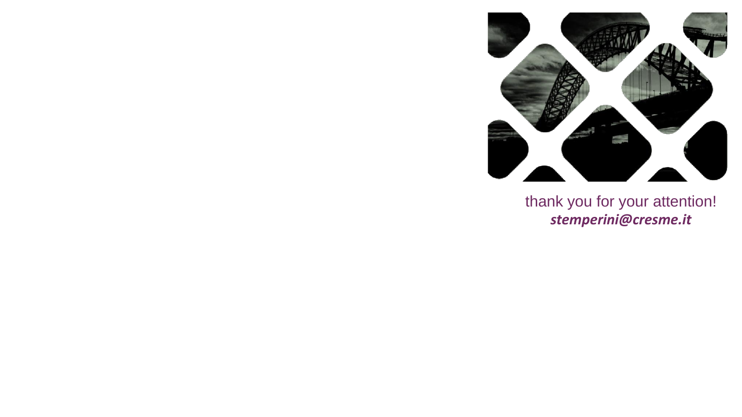thank you for your attention!

***stemperini@cresme.it***